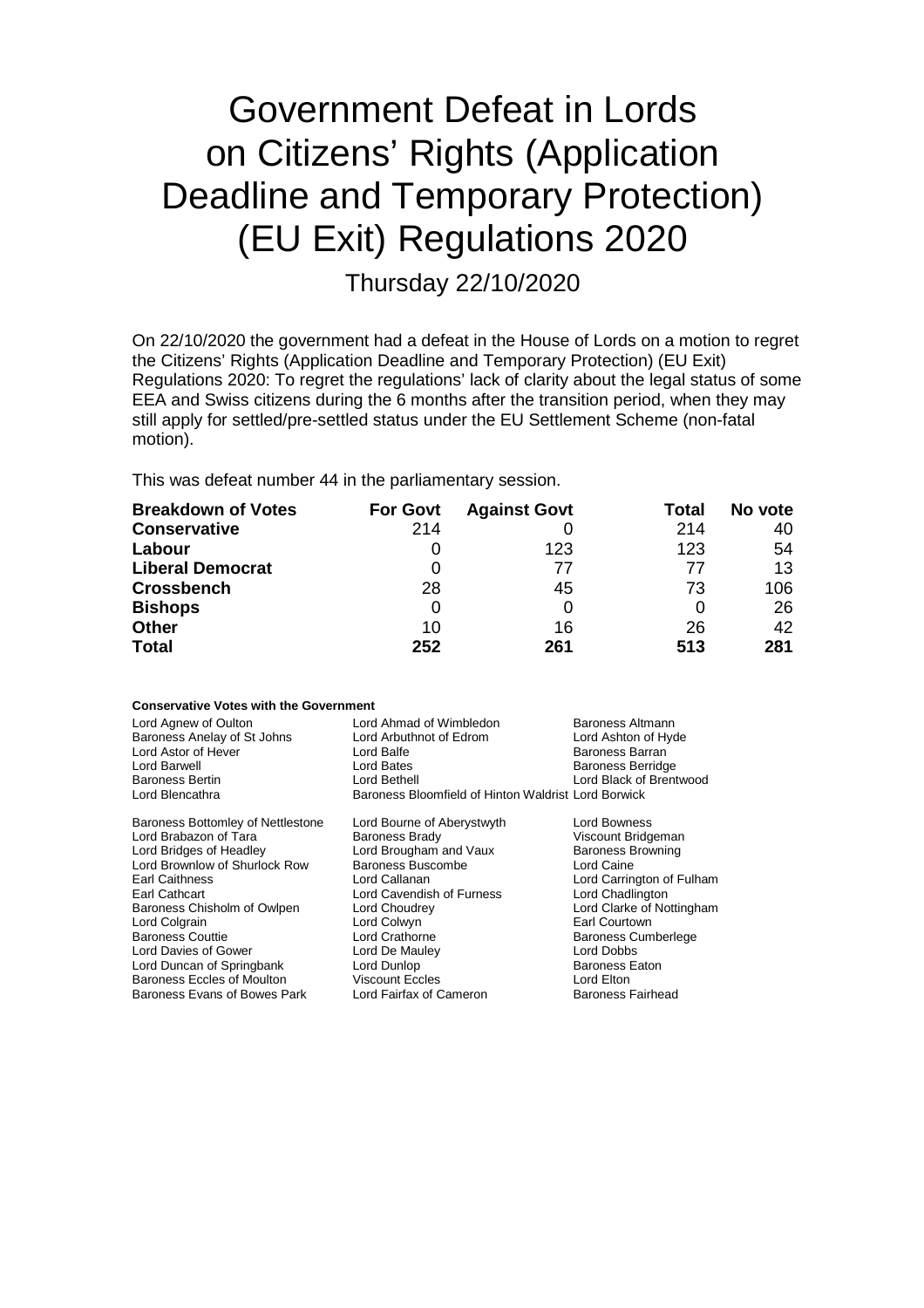# Government Defeat in Lords on Citizens' Rights (Application Deadline and Temporary Protection) (EU Exit) Regulations 2020

Thursday 22/10/2020

On 22/10/2020 the government had a defeat in the House of Lords on a motion to regret the Citizens' Rights (Application Deadline and Temporary Protection) (EU Exit) Regulations 2020: To regret the regulations' lack of clarity about the legal status of some EEA and Swiss citizens during the 6 months after the transition period, when they may still apply for settled/pre-settled status under the EU Settlement Scheme (non-fatal motion).

This was defeat number 44 in the parliamentary session.

| Breakdown of Votes | For Govt | Against Govt | Total | No vote |
|---|---|---|---|---|
| **Conservative** | 214 | 0 | 214 | 40 |
| **Labour** | 0 | 123 | 123 | 54 |
| **Liberal Democrat** | 0 | 77 | 77 | 13 |
| **Crossbench** | 28 | 45 | 73 | 106 |
| **Bishops** | 0 | 0 | 0 | 26 |
| **Other** | 10 | 16 | 26 | 42 |
| **Total** | **252** | **261** | **513** | **281** |

**Conservative Votes with the Government**

| | | |
|---|---|---|
| Lord Agnew of Oulton | Lord Ahmad of Wimbledon | Baroness Altmann |
| Baroness Anelay of St Johns | Lord Arbuthnot of Edrom | Lord Ashton of Hyde |
| Lord Astor of Hever | Lord Balfe | Baroness Barran |
| Lord Barwell | Lord Bates | Baroness Berridge |
| Baroness Bertin | Lord Bethell | Lord Black of Brentwood |
| Lord Blencathra | Baroness Bloomfield of Hinton Waldrist | Lord Borwick |
| Baroness Bottomley of Nettlestone | Lord Bourne of Aberystwyth | Lord Bowness |
| Lord Brabazon of Tara | Baroness Brady | Viscount Bridgeman |
| Lord Bridges of Headley | Lord Brougham and Vaux | Baroness Browning |
| Lord Brownlow of Shurlock Row | Baroness Buscombe | Lord Caine |
| Earl Caithness | Lord Callanan | Lord Carrington of Fulham |
| Earl Cathcart | Lord Cavendish of Furness | Lord Chadlington |
| Baroness Chisholm of Owlpen | Lord Choudrey | Lord Clarke of Nottingham |
| Lord Colgrain | Lord Colwyn | Earl Courtown |
| Baroness Couttie | Lord Crathorne | Baroness Cumberlege |
| Lord Davies of Gower | Lord De Mauley | Lord Dobbs |
| Lord Duncan of Springbank | Lord Dunlop | Baroness Eaton |
| Baroness Eccles of Moulton | Viscount Eccles | Lord Elton |
| Baroness Evans of Bowes Park | Lord Fairfax of Cameron | Baroness Fairhead |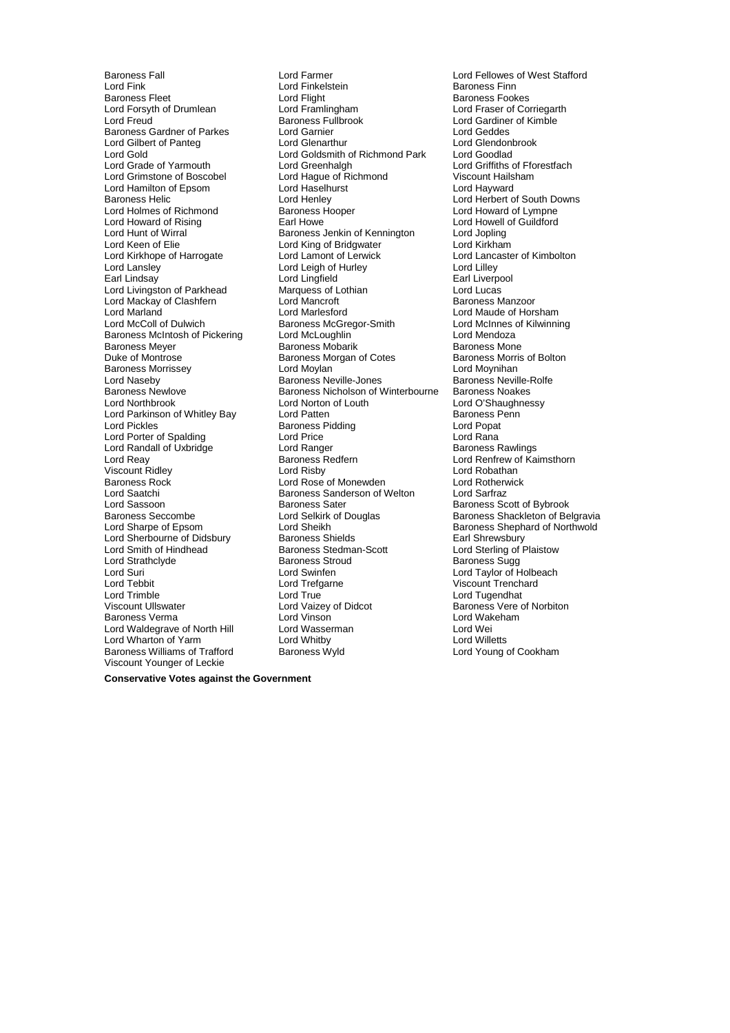Baroness Fall
Lord Farmer
Lord Fellowes of West Stafford
Lord Fink
Lord Finkelstein
Baroness Finn
Baroness Fleet
Lord Flight
Baroness Fookes
Lord Forsyth of Drumlean
Lord Framlingham
Lord Fraser of Corriegarth
Lord Freud
Baroness Fullbrook
Lord Gardiner of Kimble
Baroness Gardner of Parkes
Lord Garnier
Lord Geddes
Lord Gilbert of Panteg
Lord Glenarthur
Lord Glendonbrook
Lord Gold
Lord Goldsmith of Richmond Park
Lord Goodlad
Lord Grade of Yarmouth
Lord Greenhalgh
Lord Griffiths of Fforestfach
Lord Grimstone of Boscobel
Lord Hague of Richmond
Viscount Hailsham
Lord Hamilton of Epsom
Lord Haselhurst
Lord Hayward
Baroness Helic
Lord Henley
Lord Herbert of South Downs
Lord Holmes of Richmond
Baroness Hooper
Lord Howard of Lympne
Lord Howard of Rising
Earl Howe
Lord Howell of Guildford
Lord Hunt of Wirral
Baroness Jenkin of Kennington
Lord Jopling
Lord Keen of Elie
Lord King of Bridgwater
Lord Kirkham
Lord Kirkhope of Harrogate
Lord Lamont of Lerwick
Lord Lancaster of Kimbolton
Lord Lansley
Lord Leigh of Hurley
Lord Lilley
Earl Lindsay
Lord Lingfield
Earl Liverpool
Lord Livingston of Parkhead
Marquess of Lothian
Lord Lucas
Lord Mackay of Clashfern
Lord Mancroft
Baroness Manzoor
Lord Marland
Lord Marlesford
Lord Maude of Horsham
Lord McColl of Dulwich
Baroness McGregor-Smith
Lord McInnes of Kilwinning
Baroness McIntosh of Pickering
Lord McLoughlin
Lord Mendoza
Baroness Meyer
Baroness Mobarik
Baroness Mone
Duke of Montrose
Baroness Morgan of Cotes
Baroness Morris of Bolton
Baroness Morrissey
Lord Moylan
Lord Moynihan
Lord Naseby
Baroness Neville-Jones
Baroness Neville-Rolfe
Baroness Newlove
Baroness Nicholson of Winterbourne
Baroness Noakes
Lord Northbrook
Lord Norton of Louth
Lord O'Shaughnessy
Lord Parkinson of Whitley Bay
Lord Patten
Baroness Penn
Lord Pickles
Baroness Pidding
Lord Popat
Lord Porter of Spalding
Lord Price
Lord Rana
Lord Randall of Uxbridge
Lord Ranger
Baroness Rawlings
Lord Reay
Baroness Redfern
Lord Renfrew of Kaimsthorn
Viscount Ridley
Lord Risby
Lord Robathan
Baroness Rock
Lord Rose of Monewden
Lord Rotherwick
Lord Saatchi
Baroness Sanderson of Welton
Lord Sarfraz
Lord Sassoon
Baroness Sater
Baroness Scott of Bybrook
Baroness Seccombe
Lord Selkirk of Douglas
Baroness Shackleton of Belgravia
Lord Sharpe of Epsom
Lord Sheikh
Baroness Shephard of Northwold
Lord Sherbourne of Didsbury
Baroness Shields
Earl Shrewsbury
Lord Smith of Hindhead
Baroness Stedman-Scott
Lord Sterling of Plaistow
Lord Strathclyde
Baroness Stroud
Baroness Sugg
Lord Suri
Lord Swinfen
Lord Taylor of Holbeach
Lord Tebbit
Lord Trefgarne
Viscount Trenchard
Lord Trimble
Lord True
Lord Tugendhat
Viscount Ullswater
Lord Vaizey of Didcot
Baroness Vere of Norbiton
Baroness Verma
Lord Vinson
Lord Wakeham
Lord Waldegrave of North Hill
Lord Wasserman
Lord Wei
Lord Wharton of Yarm
Lord Whitby
Lord Willetts
Baroness Williams of Trafford
Baroness Wyld
Lord Young of Cookham
Viscount Younger of Leckie

**Conservative Votes against the Government**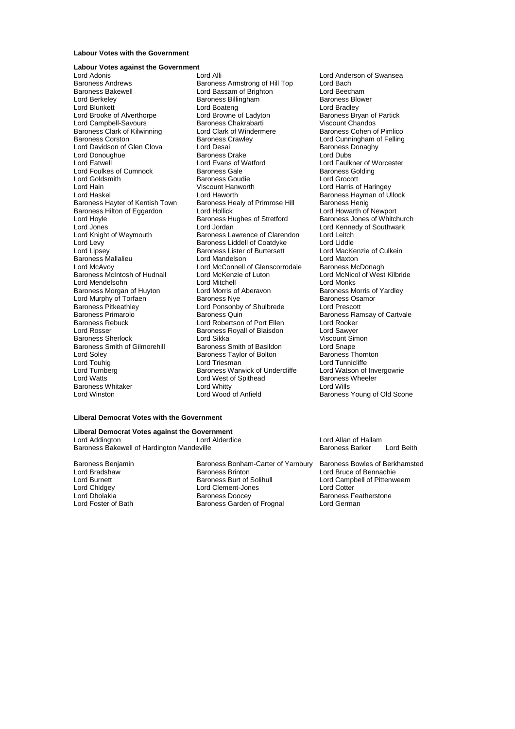**Labour Votes with the Government**

**Labour Votes against the Government**

Lord Adonis, Lord Alli, Lord Anderson of Swansea, Baroness Andrews, Baroness Armstrong of Hill Top, Lord Bach, Baroness Bakewell, Lord Bassam of Brighton, Lord Beecham, Lord Berkeley, Baroness Billingham, Baroness Blower, Lord Blunkett, Lord Boateng, Lord Bradley, Lord Brooke of Alverthorpe, Lord Browne of Ladyton, Baroness Bryan of Partick, Lord Campbell-Savours, Baroness Chakrabarti, Viscount Chandos, Baroness Clark of Kilwinning, Lord Clark of Windermere, Baroness Cohen of Pimlico, Baroness Corston, Baroness Crawley, Lord Cunningham of Felling, Lord Davidson of Glen Clova, Lord Desai, Baroness Donaghy, Lord Donoughue, Baroness Drake, Lord Dubs, Lord Eatwell, Lord Evans of Watford, Lord Faulkner of Worcester, Lord Foulkes of Cumnock, Baroness Gale, Baroness Golding, Lord Goldsmith, Baroness Goudie, Lord Grocott, Lord Hain, Viscount Hanworth, Lord Harris of Haringey, Lord Haskel, Lord Haworth, Baroness Hayman of Ullock, Baroness Hayter of Kentish Town, Baroness Healy of Primrose Hill, Baroness Henig, Baroness Hilton of Eggardon, Lord Hollick, Lord Howarth of Newport, Lord Hoyle, Baroness Hughes of Stretford, Baroness Jones of Whitchurch, Lord Jones, Lord Jordan, Lord Kennedy of Southwark, Lord Knight of Weymouth, Baroness Lawrence of Clarendon, Lord Leitch, Lord Levy, Baroness Liddell of Coatdyke, Lord Liddle, Lord Lipsey, Baroness Lister of Burtersett, Lord MacKenzie of Culkein, Baroness Mallalieu, Lord Mandelson, Lord Maxton, Lord McAvoy, Lord McConnell of Glenscorrodale, Baroness McDonagh, Baroness McIntosh of Hudnall, Lord McKenzie of Luton, Lord McNicol of West Kilbride, Lord Mendelsohn, Lord Mitchell, Lord Monks, Baroness Morgan of Huyton, Lord Morris of Aberavon, Baroness Morris of Yardley, Lord Murphy of Torfaen, Baroness Nye, Baroness Osamor, Baroness Pitkeathley, Lord Ponsonby of Shulbrede, Lord Prescott, Baroness Primarolo, Baroness Quin, Baroness Ramsay of Cartvale, Baroness Rebuck, Lord Robertson of Port Ellen, Lord Rooker, Lord Rosser, Baroness Royall of Blaisdon, Lord Sawyer, Baroness Sherlock, Lord Sikka, Viscount Simon, Baroness Smith of Gilmorehill, Baroness Smith of Basildon, Lord Snape, Lord Soley, Baroness Taylor of Bolton, Baroness Thornton, Lord Touhig, Lord Triesman, Lord Tunnicliffe, Lord Turnberg, Baroness Warwick of Undercliffe, Lord Watson of Invergowrie, Lord Watts, Lord West of Spithead, Baroness Wheeler, Baroness Whitaker, Lord Whitty, Lord Wills, Lord Winston, Lord Wood of Anfield, Baroness Young of Old Scone

**Liberal Democrat Votes with the Government**

**Liberal Democrat Votes against the Government**

Lord Addington, Lord Alderdice, Lord Allan of Hallam, Baroness Bakewell of Hardington Mandeville, Baroness Barker, Lord Beith, Baroness Benjamin, Baroness Bonham-Carter of Yarnbury, Baroness Bowles of Berkhamsted, Lord Bradshaw, Baroness Brinton, Lord Bruce of Bennachie, Lord Burnett, Baroness Burt of Solihull, Lord Campbell of Pittenweem, Lord Chidgey, Lord Clement-Jones, Lord Cotter, Lord Dholakia, Baroness Doocey, Baroness Featherstone, Lord Foster of Bath, Baroness Garden of Frognal, Lord German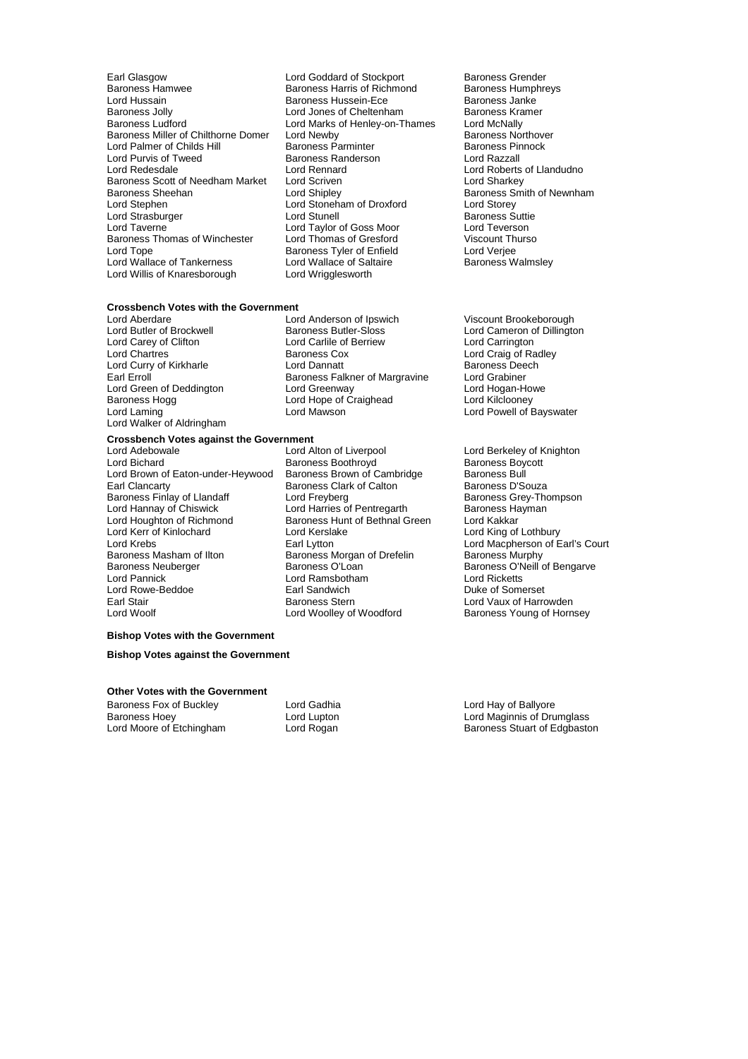Earl Glasgow
Lord Goddard of Stockport
Baroness Grender
Baroness Hamwee
Baroness Harris of Richmond
Baroness Humphreys
Lord Hussain
Baroness Hussein-Ece
Baroness Janke
Baroness Jolly
Lord Jones of Cheltenham
Baroness Kramer
Baroness Ludford
Lord Marks of Henley-on-Thames
Lord McNally
Baroness Miller of Chilthorne Domer
Lord Newby
Baroness Northover
Lord Palmer of Childs Hill
Baroness Parminter
Baroness Pinnock
Lord Purvis of Tweed
Baroness Randerson
Lord Razzall
Lord Redesdale
Lord Rennard
Lord Roberts of Llandudno
Baroness Scott of Needham Market
Lord Scriven
Lord Sharkey
Baroness Sheehan
Lord Shipley
Baroness Smith of Newnham
Lord Stephen
Lord Stoneham of Droxford
Lord Storey
Lord Strasburger
Lord Stunell
Baroness Suttie
Lord Taverne
Lord Taylor of Goss Moor
Lord Teverson
Baroness Thomas of Winchester
Lord Thomas of Gresford
Viscount Thurso
Lord Tope
Baroness Tyler of Enfield
Lord Verjee
Lord Wallace of Tankerness
Lord Wallace of Saltaire
Baroness Walmsley
Lord Willis of Knaresborough
Lord Wrigglesworth

**Crossbench Votes with the Government**

Lord Aberdare
Lord Anderson of Ipswich
Viscount Brookeborough
Lord Butler of Brockwell
Baroness Butler-Sloss
Lord Cameron of Dillington
Lord Carey of Clifton
Lord Carlile of Berriew
Lord Carrington
Lord Chartres
Baroness Cox
Lord Craig of Radley
Lord Curry of Kirkharle
Lord Dannatt
Baroness Deech
Earl Erroll
Baroness Falkner of Margravine
Lord Grabiner
Lord Green of Deddington
Lord Greenway
Lord Hogan-Howe
Baroness Hogg
Lord Hope of Craighead
Lord Kilclooney
Lord Laming
Lord Mawson
Lord Powell of Bayswater
Lord Walker of Aldringham

**Crossbench Votes against the Government**

Lord Adebowale
Lord Alton of Liverpool
Lord Berkeley of Knighton
Lord Bichard
Baroness Boothroyd
Baroness Boycott
Lord Brown of Eaton-under-Heywood
Baroness Brown of Cambridge
Baroness Bull
Earl Clancarty
Baroness Clark of Calton
Baroness D'Souza
Baroness Finlay of Llandaff
Lord Freyberg
Baroness Grey-Thompson
Lord Hannay of Chiswick
Lord Harries of Pentregarth
Baroness Hayman
Lord Houghton of Richmond
Baroness Hunt of Bethnal Green
Lord Kakkar
Lord Kerr of Kinlochard
Lord Kerslake
Lord King of Lothbury
Lord Krebs
Earl Lytton
Lord Macpherson of Earl's Court
Baroness Masham of Ilton
Baroness Morgan of Drefelin
Baroness Murphy
Baroness Neuberger
Baroness O'Loan
Baroness O'Neill of Bengarve
Lord Pannick
Lord Ramsbotham
Lord Ricketts
Lord Rowe-Beddoe
Earl Sandwich
Duke of Somerset
Earl Stair
Baroness Stern
Lord Vaux of Harrowden
Lord Woolf
Lord Woolley of Woodford
Baroness Young of Hornsey

**Bishop Votes with the Government**

**Bishop Votes against the Government**

**Other Votes with the Government**

Baroness Fox of Buckley
Lord Gadhia
Lord Hay of Ballyore
Baroness Hoey
Lord Lupton
Lord Maginnis of Drumglass
Lord Moore of Etchingham
Lord Rogan
Baroness Stuart of Edgbaston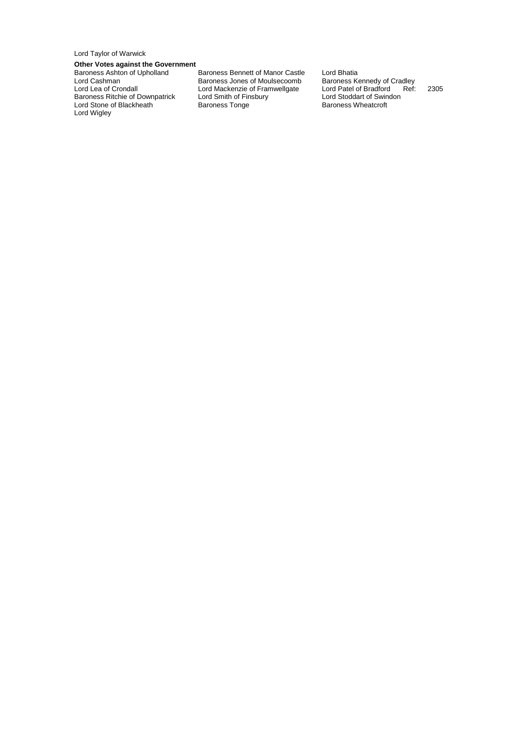Lord Taylor of Warwick

**Other Votes against the Government**

Baroness Ashton of Upholland
Baroness Bennett of Manor Castle
Lord Bhatia
Lord Cashman
Baroness Jones of Moulsecoomb
Baroness Kennedy of Cradley
Lord Lea of Crondall
Lord Mackenzie of Framwellgate
Lord Patel of Bradford
Baroness Ritchie of Downpatrick
Lord Smith of Finsbury
Lord Stoddart of Swindon
Lord Stone of Blackheath
Baroness Tonge
Baroness Wheatcroft
Lord Wigley

Ref: 2305